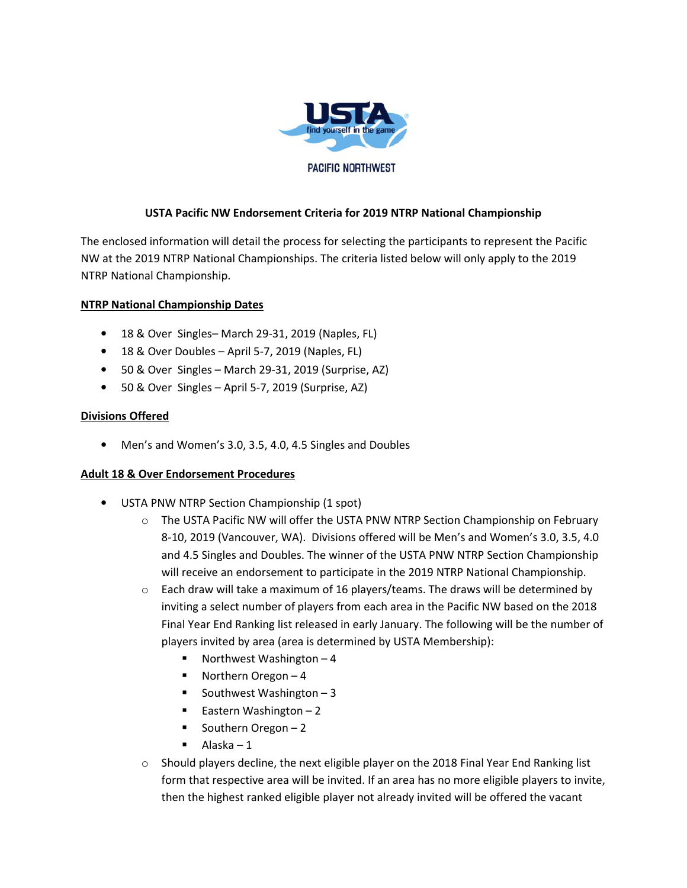USTA

find yourself in the game

PACIFIC NORTHWEST

**USTA Pacific NW Endorsement Criteria for 2019 NTRP National Championship**

The enclosed information will detail the process for selecting the participants to represent the Pacific NW at the 2019 NTRP National Championships. The criteria listed below will only apply to the 2019 NTRP National Championship.

**NTRP National Championship Dates**

- 18 & Over Singles– March 29-31, 2019 (Naples, FL)
- 18 & Over Doubles – April 5-7, 2019 (Naples, FL)
- 50 & Over Singles – March 29-31, 2019 (Surprise, AZ)
- 50 & Over Singles – April 5-7, 2019 (Surprise, AZ)

**Divisions Offered**

- Men's and Women's 3.0, 3.5, 4.0, 4.5 Singles and Doubles

**Adult 18 & Over Endorsement Procedures**

- USTA PNW NTRP Section Championship (1 spot)
  - The USTA Pacific NW will offer the USTA PNW NTRP Section Championship on February 8-10, 2019 (Vancouver, WA). Divisions offered will be Men's and Women's 3.0, 3.5, 4.0 and 4.5 Singles and Doubles. The winner of the USTA PNW NTRP Section Championship will receive an endorsement to participate in the 2019 NTRP National Championship.
  - Each draw will take a maximum of 16 players/teams. The draws will be determined by inviting a select number of players from each area in the Pacific NW based on the 2018 Final Year End Ranking list released in early January. The following will be the number of players invited by area (area is determined by USTA Membership):
    - Northwest Washington – 4
    - Northern Oregon – 4
    - Southwest Washington – 3
    - Eastern Washington – 2
    - Southern Oregon – 2
    - Alaska – 1
  - Should players decline, the next eligible player on the 2018 Final Year End Ranking list form that respective area will be invited. If an area has no more eligible players to invite, then the highest ranked eligible player not already invited will be offered the vacant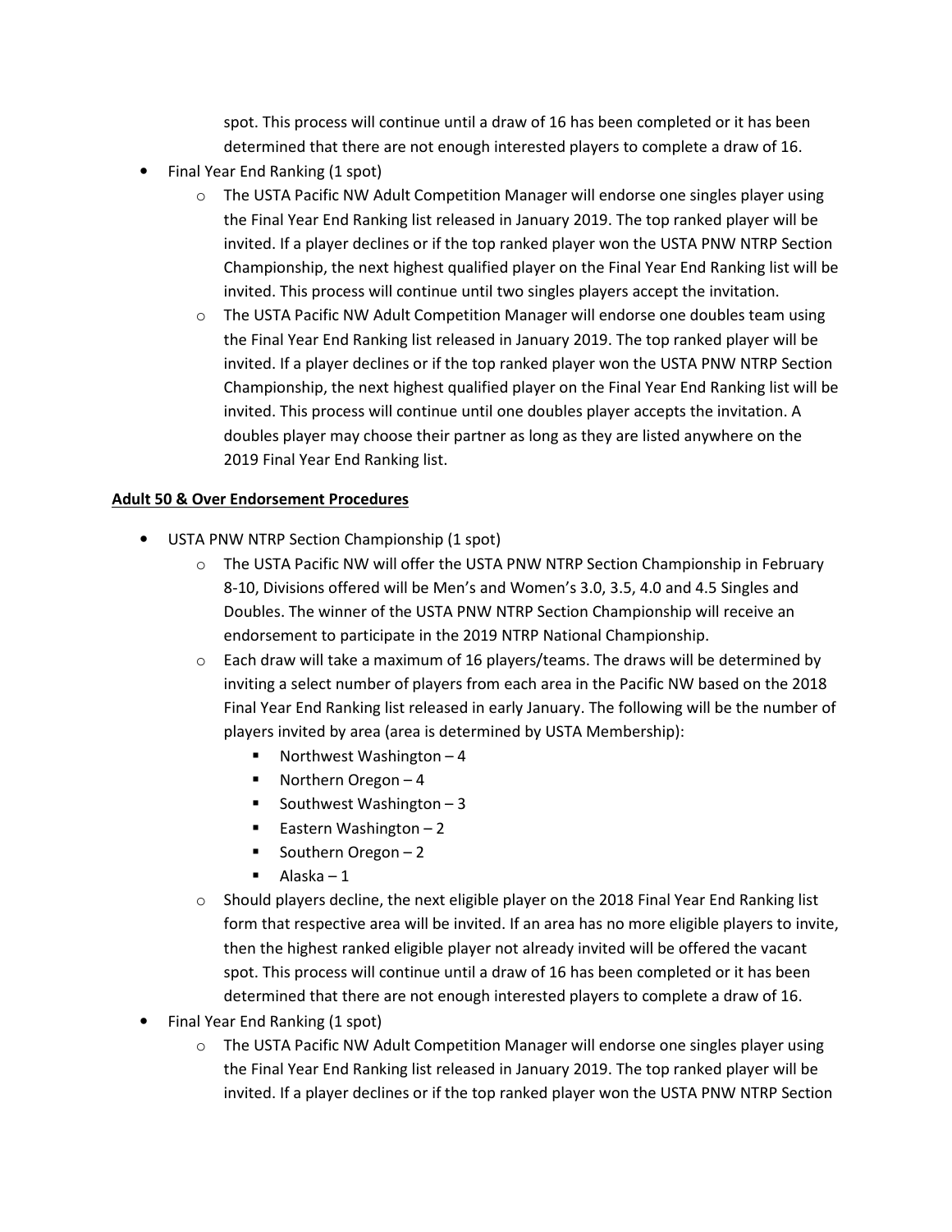spot. This process will continue until a draw of 16 has been completed or it has been determined that there are not enough interested players to complete a draw of 16.

- Final Year End Ranking (1 spot)
    - The USTA Pacific NW Adult Competition Manager will endorse one singles player using the Final Year End Ranking list released in January 2019. The top ranked player will be invited. If a player declines or if the top ranked player won the USTA PNW NTRP Section Championship, the next highest qualified player on the Final Year End Ranking list will be invited. This process will continue until two singles players accept the invitation.
    - The USTA Pacific NW Adult Competition Manager will endorse one doubles team using the Final Year End Ranking list released in January 2019. The top ranked player will be invited. If a player declines or if the top ranked player won the USTA PNW NTRP Section Championship, the next highest qualified player on the Final Year End Ranking list will be invited. This process will continue until one doubles player accepts the invitation. A doubles player may choose their partner as long as they are listed anywhere on the 2019 Final Year End Ranking list.

**<u>Adult 50 & Over Endorsement Procedures</u>**

- USTA PNW NTRP Section Championship (1 spot)
    - The USTA Pacific NW will offer the USTA PNW NTRP Section Championship in February 8-10, Divisions offered will be Men's and Women's 3.0, 3.5, 4.0 and 4.5 Singles and Doubles. The winner of the USTA PNW NTRP Section Championship will receive an endorsement to participate in the 2019 NTRP National Championship.
    - Each draw will take a maximum of 16 players/teams. The draws will be determined by inviting a select number of players from each area in the Pacific NW based on the 2018 Final Year End Ranking list released in early January. The following will be the number of players invited by area (area is determined by USTA Membership):
        - Northwest Washington – 4
        - Northern Oregon – 4
        - Southwest Washington – 3
        - Eastern Washington – 2
        - Southern Oregon – 2
        - Alaska – 1
    - Should players decline, the next eligible player on the 2018 Final Year End Ranking list form that respective area will be invited. If an area has no more eligible players to invite, then the highest ranked eligible player not already invited will be offered the vacant spot. This process will continue until a draw of 16 has been completed or it has been determined that there are not enough interested players to complete a draw of 16.
- Final Year End Ranking (1 spot)
    - The USTA Pacific NW Adult Competition Manager will endorse one singles player using the Final Year End Ranking list released in January 2019. The top ranked player will be invited. If a player declines or if the top ranked player won the USTA PNW NTRP Section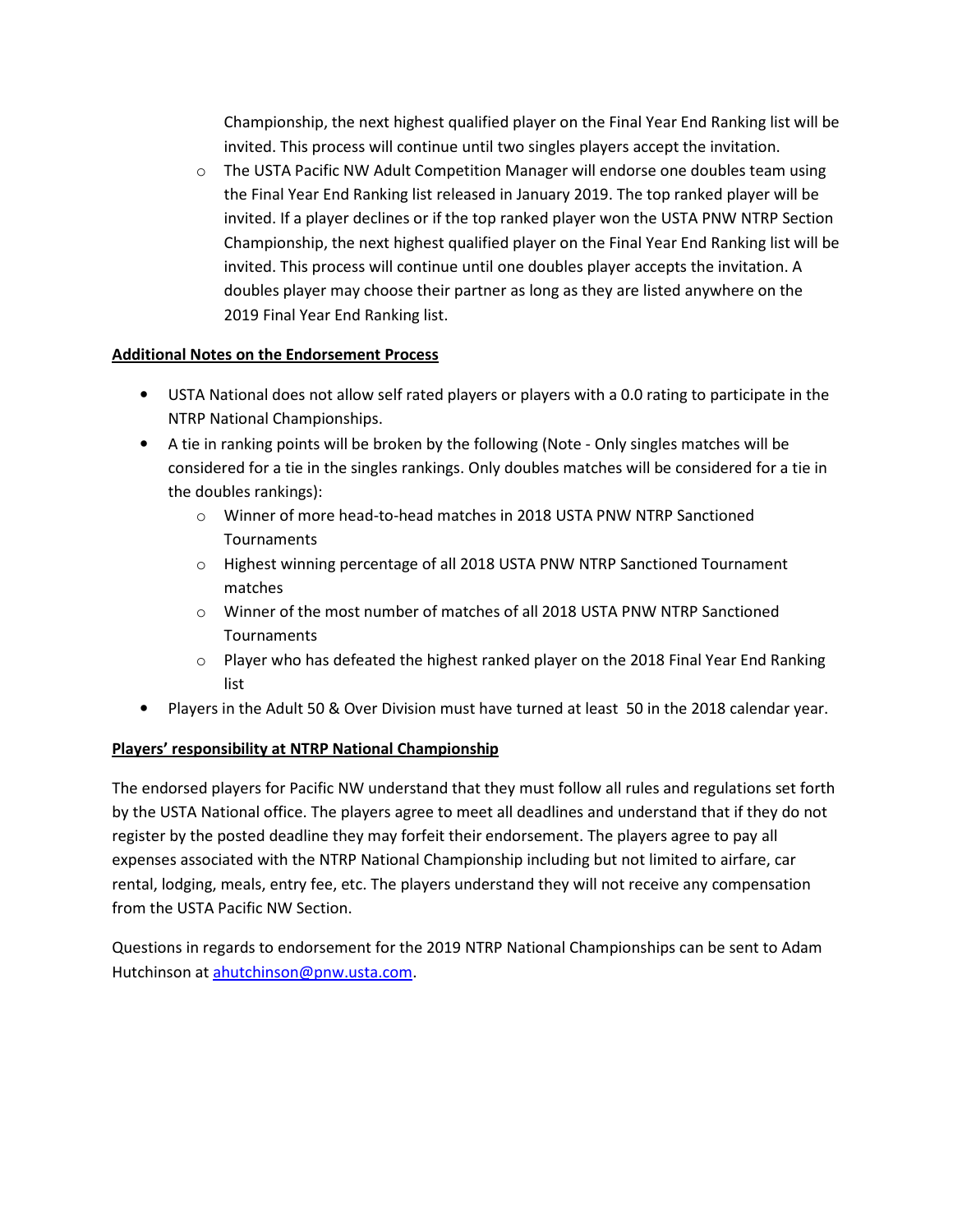- Championship, the next highest qualified player on the Final Year End Ranking list will be invited. This process will continue until two singles players accept the invitation.
  - The USTA Pacific NW Adult Competition Manager will endorse one doubles team using the Final Year End Ranking list released in January 2019. The top ranked player will be invited. If a player declines or if the top ranked player won the USTA PNW NTRP Section Championship, the next highest qualified player on the Final Year End Ranking list will be invited. This process will continue until one doubles player accepts the invitation. A doubles player may choose their partner as long as they are listed anywhere on the 2019 Final Year End Ranking list.

**Additional Notes on the Endorsement Process**

- USTA National does not allow self rated players or players with a 0.0 rating to participate in the NTRP National Championships.
- A tie in ranking points will be broken by the following (Note - Only singles matches will be considered for a tie in the singles rankings. Only doubles matches will be considered for a tie in the doubles rankings):
  - Winner of more head-to-head matches in 2018 USTA PNW NTRP Sanctioned Tournaments
  - Highest winning percentage of all 2018 USTA PNW NTRP Sanctioned Tournament matches
  - Winner of the most number of matches of all 2018 USTA PNW NTRP Sanctioned Tournaments
  - Player who has defeated the highest ranked player on the 2018 Final Year End Ranking list
- Players in the Adult 50 & Over Division must have turned at least 50 in the 2018 calendar year.

**Players' responsibility at NTRP National Championship**

The endorsed players for Pacific NW understand that they must follow all rules and regulations set forth by the USTA National office. The players agree to meet all deadlines and understand that if they do not register by the posted deadline they may forfeit their endorsement. The players agree to pay all expenses associated with the NTRP National Championship including but not limited to airfare, car rental, lodging, meals, entry fee, etc. The players understand they will not receive any compensation from the USTA Pacific NW Section.

Questions in regards to endorsement for the 2019 NTRP National Championships can be sent to Adam Hutchinson at ahutchinson@pnw.usta.com.